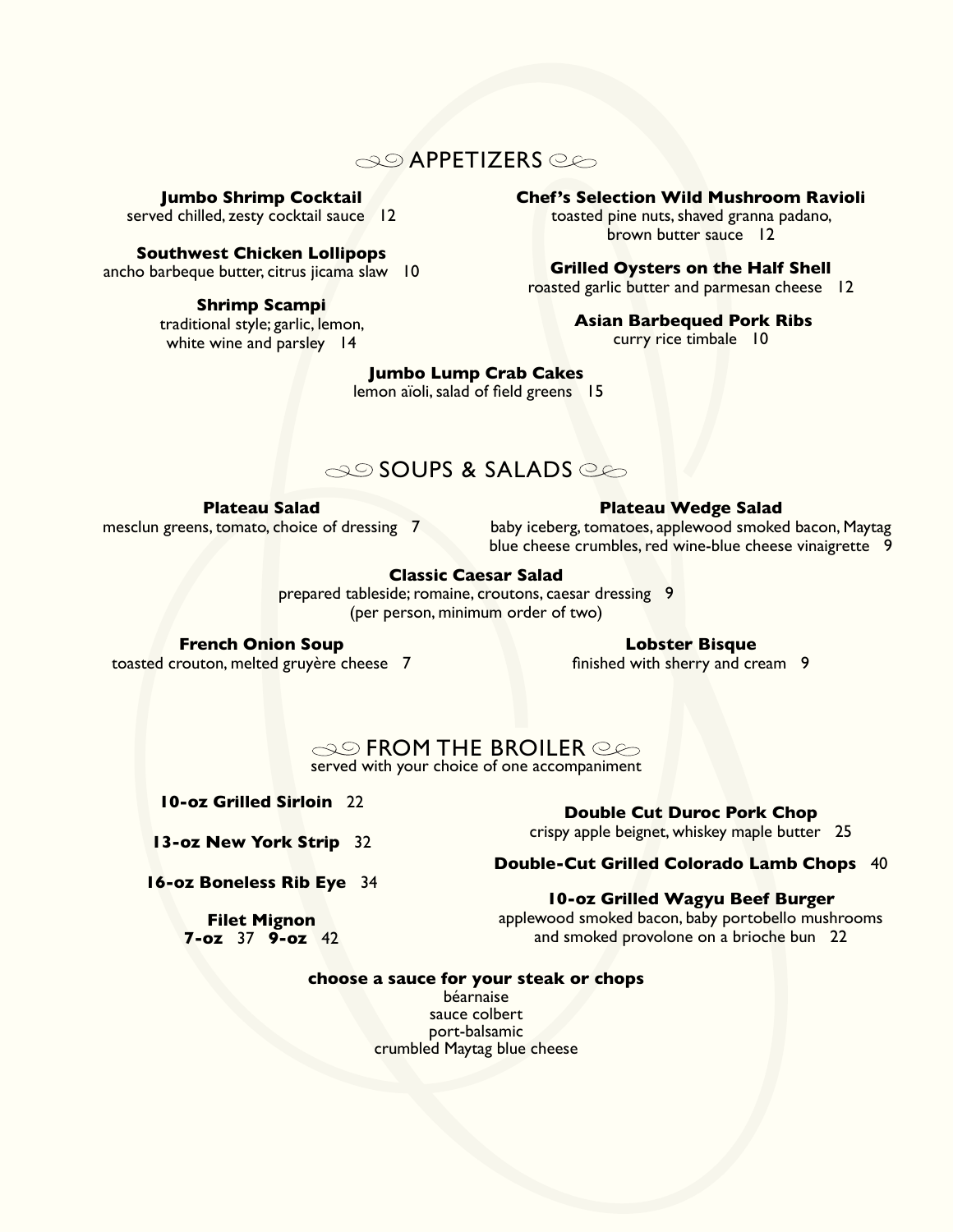## APPETIZERS

**Jumbo Shrimp Cocktail**
served chilled, zesty cocktail sauce 12

**Southwest Chicken Lollipops**
ancho barbeque butter, citrus jicama slaw 10

**Shrimp Scampi**
traditional style; garlic, lemon, white wine and parsley 14

**Chef's Selection Wild Mushroom Ravioli**
toasted pine nuts, shaved granna padano, brown butter sauce 12

**Grilled Oysters on the Half Shell**
roasted garlic butter and parmesan cheese 12

**Asian Barbequed Pork Ribs**
curry rice timbale 10

**Jumbo Lump Crab Cakes**
lemon aïoli, salad of field greens 15

## SOUPS & SALADS

**Plateau Salad**
mesclun greens, tomato, choice of dressing 7

**Plateau Wedge Salad**
baby iceberg, tomatoes, applewood smoked bacon, Maytag blue cheese crumbles, red wine-blue cheese vinaigrette 9

**Classic Caesar Salad**
prepared tableside; romaine, croutons, caesar dressing 9
(per person, minimum order of two)

**French Onion Soup**
toasted crouton, melted gruyère cheese 7

**Lobster Bisque**
finished with sherry and cream 9

## FROM THE BROILER

served with your choice of one accompaniment

**10-oz Grilled Sirloin** 22

**13-oz New York Strip** 32

**16-oz Boneless Rib Eye** 34

**Filet Mignon**
**7-oz** 37 **9-oz** 42

**Double Cut Duroc Pork Chop**
crispy apple beignet, whiskey maple butter 25

**Double-Cut Grilled Colorado Lamb Chops** 40

**10-oz Grilled Wagyu Beef Burger**
applewood smoked bacon, baby portobello mushrooms and smoked provolone on a brioche bun 22

**choose a sauce for your steak or chops**
béarnaise
sauce colbert
port-balsamic
crumbled Maytag blue cheese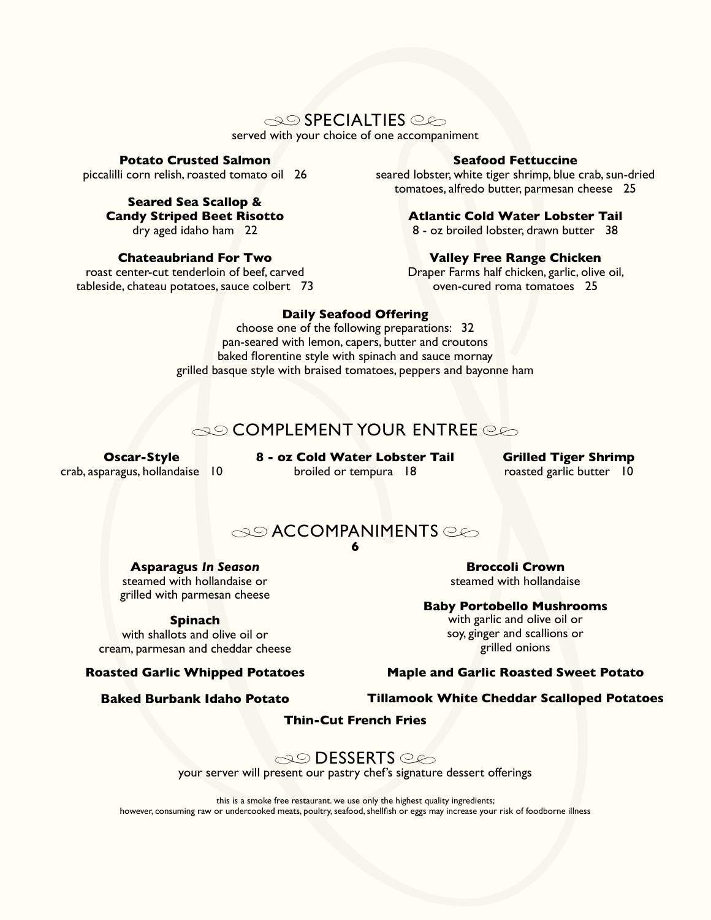## SPECIALTIES

served with your choice of one accompaniment

**Potato Crusted Salmon**
piccalilli corn relish, roasted tomato oil 26

**Seared Sea Scallop & Candy Striped Beet Risotto**
dry aged idaho ham 22

**Chateaubriand For Two**
roast center-cut tenderloin of beef, carved tableside, chateau potatoes, sauce colbert 73

**Seafood Fettuccine**
seared lobster, white tiger shrimp, blue crab, sun-dried tomatoes, alfredo butter, parmesan cheese 25

**Atlantic Cold Water Lobster Tail**
8 - oz broiled lobster, drawn butter 38

**Valley Free Range Chicken**
Draper Farms half chicken, garlic, olive oil, oven-cured roma tomatoes 25

**Daily Seafood Offering**
choose one of the following preparations: 32
pan-seared with lemon, capers, butter and croutons
baked florentine style with spinach and sauce mornay
grilled basque style with braised tomatoes, peppers and bayonne ham

## COMPLEMENT YOUR ENTREE

**Oscar-Style**
crab, asparagus, hollandaise 10

**8 - oz Cold Water Lobster Tail**
broiled or tempura 18

**Grilled Tiger Shrimp**
roasted garlic butter 10

## ACCOMPANIMENTS

**6**

**Asparagus *In Season***
steamed with hollandaise or grilled with parmesan cheese

**Spinach**
with shallots and olive oil or cream, parmesan and cheddar cheese

**Roasted Garlic Whipped Potatoes**

**Baked Burbank Idaho Potato**

**Broccoli Crown**
steamed with hollandaise

**Baby Portobello Mushrooms**
with garlic and olive oil or soy, ginger and scallions or grilled onions

**Maple and Garlic Roasted Sweet Potato**

**Tillamook White Cheddar Scalloped Potatoes**

**Thin-Cut French Fries**

## DESSERTS

your server will present our pastry chef's signature dessert offerings

this is a smoke free restaurant. we use only the highest quality ingredients;
however, consuming raw or undercooked meats, poultry, seafood, shellfish or eggs may increase your risk of foodborne illness